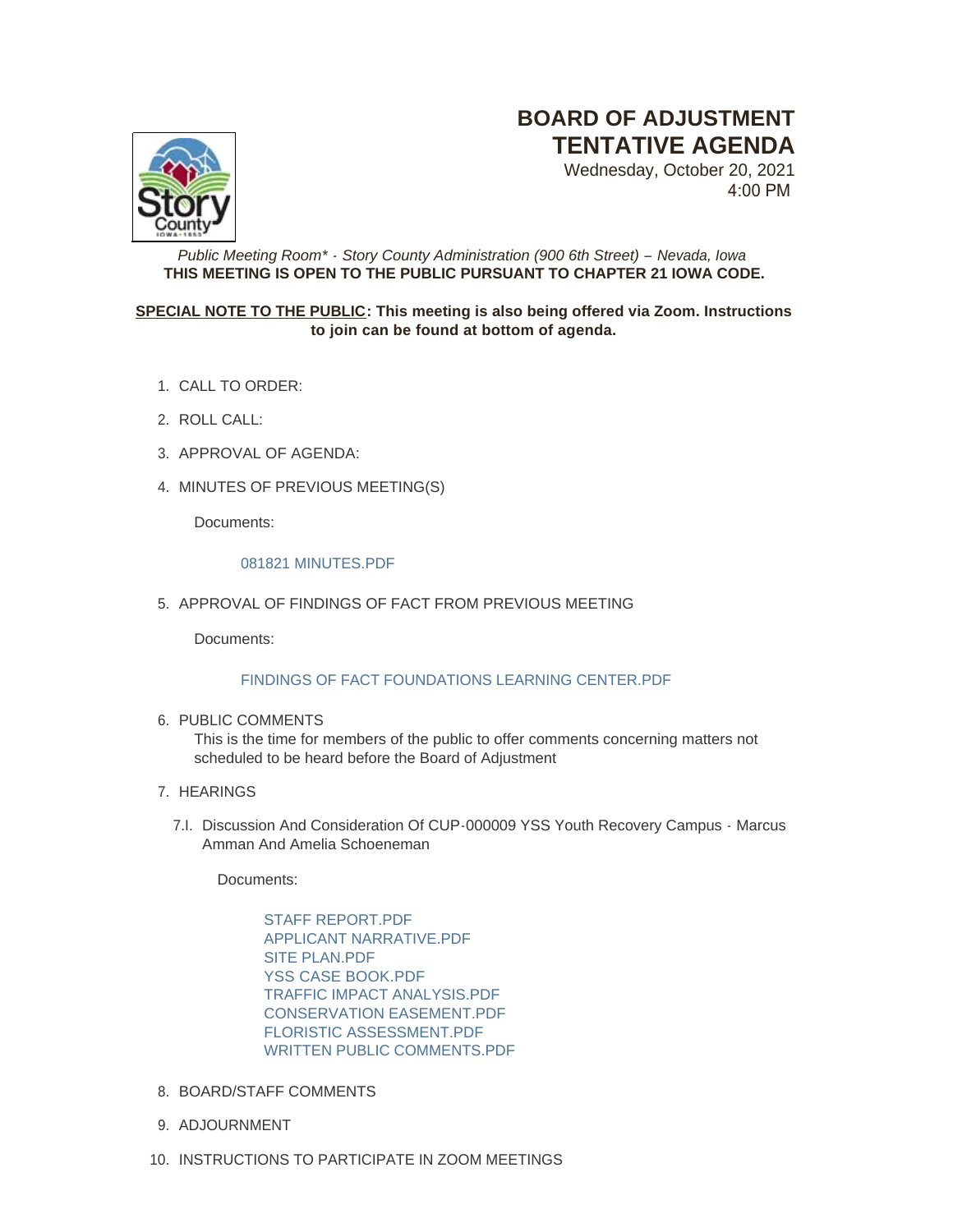# BOARD OF ADJUSTMENT TENTATIVE AGENDA

Wednesday, October 20, 2021
4:00 PM

*Public Meeting Room\* - Story County Administration (900 6th Street) – Nevada, Iowa*
**THIS MEETING IS OPEN TO THE PUBLIC PURSUANT TO CHAPTER 21 IOWA CODE.**

**SPECIAL NOTE TO THE PUBLIC: This meeting is also being offered via Zoom. Instructions to join can be found at bottom of agenda.**

1. CALL TO ORDER:
2. ROLL CALL:
3. APPROVAL OF AGENDA:
4. MINUTES OF PREVIOUS MEETING(S)

   Documents:

   081821 MINUTES.PDF

5. APPROVAL OF FINDINGS OF FACT FROM PREVIOUS MEETING

   Documents:

   FINDINGS OF FACT FOUNDATIONS LEARNING CENTER.PDF

6. PUBLIC COMMENTS
   This is the time for members of the public to offer comments concerning matters not scheduled to be heard before the Board of Adjustment
7. HEARINGS

   7.I. Discussion And Consideration Of CUP-000009 YSS Youth Recovery Campus - Marcus Amman And Amelia Schoeneman

   Documents:

   STAFF REPORT.PDF
   APPLICANT NARRATIVE.PDF
   SITE PLAN.PDF
   YSS CASE BOOK.PDF
   TRAFFIC IMPACT ANALYSIS.PDF
   CONSERVATION EASEMENT.PDF
   FLORISTIC ASSESSMENT.PDF
   WRITTEN PUBLIC COMMENTS.PDF

8. BOARD/STAFF COMMENTS
9. ADJOURNMENT
10. INSTRUCTIONS TO PARTICIPATE IN ZOOM MEETINGS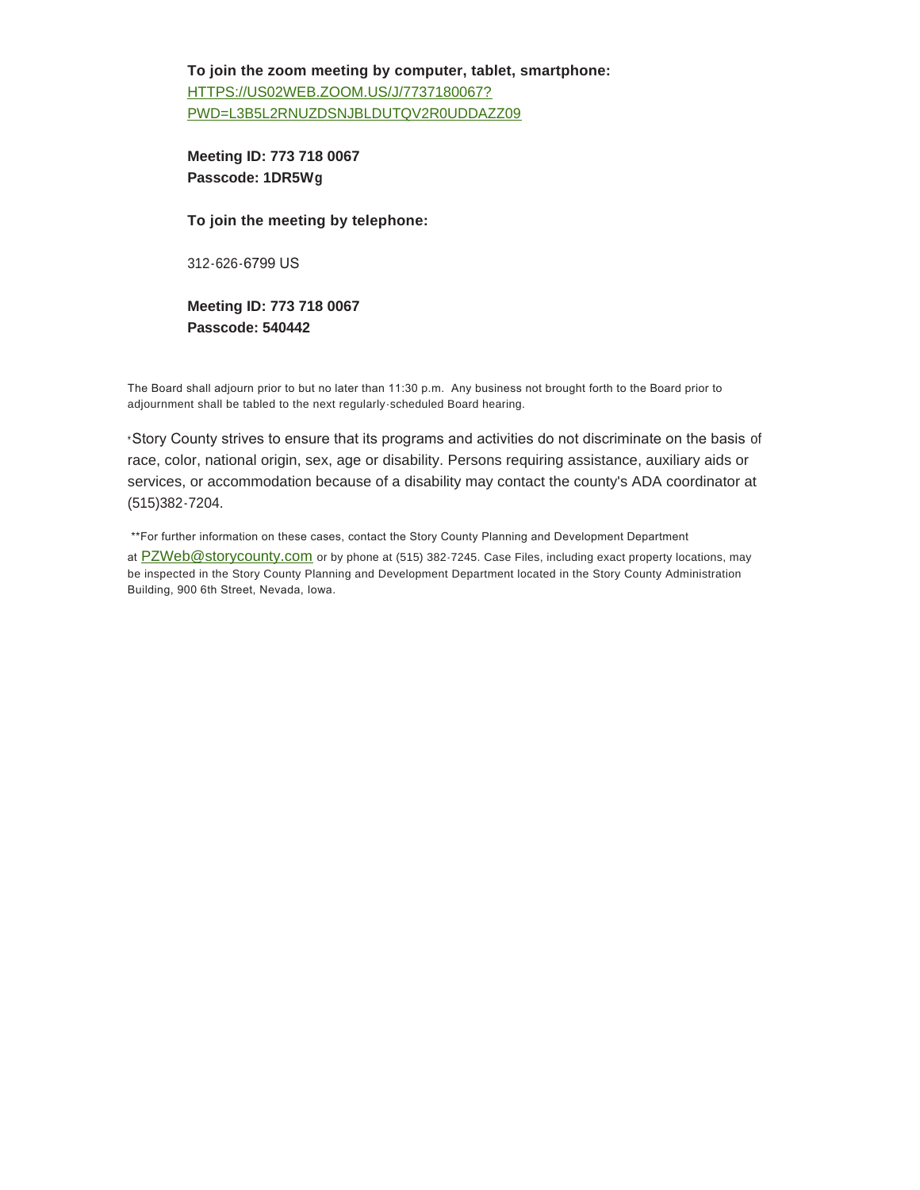**To join the zoom meeting by computer, tablet, smartphone:**
HTTPS://US02WEB.ZOOM.US/J/7737180067?PWD=L3B5L2RNUZDSNJBLDUTQV2R0UDDAZZ09

**Meeting ID: 773 718 0067**
**Passcode: 1DR5Wg**

**To join the meeting by telephone:**

312-626-6799 US

**Meeting ID: 773 718 0067**
**Passcode: 540442**

The Board shall adjourn prior to but no later than 11:30 p.m. Any business not brought forth to the Board prior to adjournment shall be tabled to the next regularly-scheduled Board hearing.

*Story County strives to ensure that its programs and activities do not discriminate on the basis of race, color, national origin, sex, age or disability. Persons requiring assistance, auxiliary aids or services, or accommodation because of a disability may contact the county's ADA coordinator at (515)382-7204.

**For further information on these cases, contact the Story County Planning and Development Department at PZWeb@storycounty.com or by phone at (515) 382-7245. Case Files, including exact property locations, may be inspected in the Story County Planning and Development Department located in the Story County Administration Building, 900 6th Street, Nevada, Iowa.